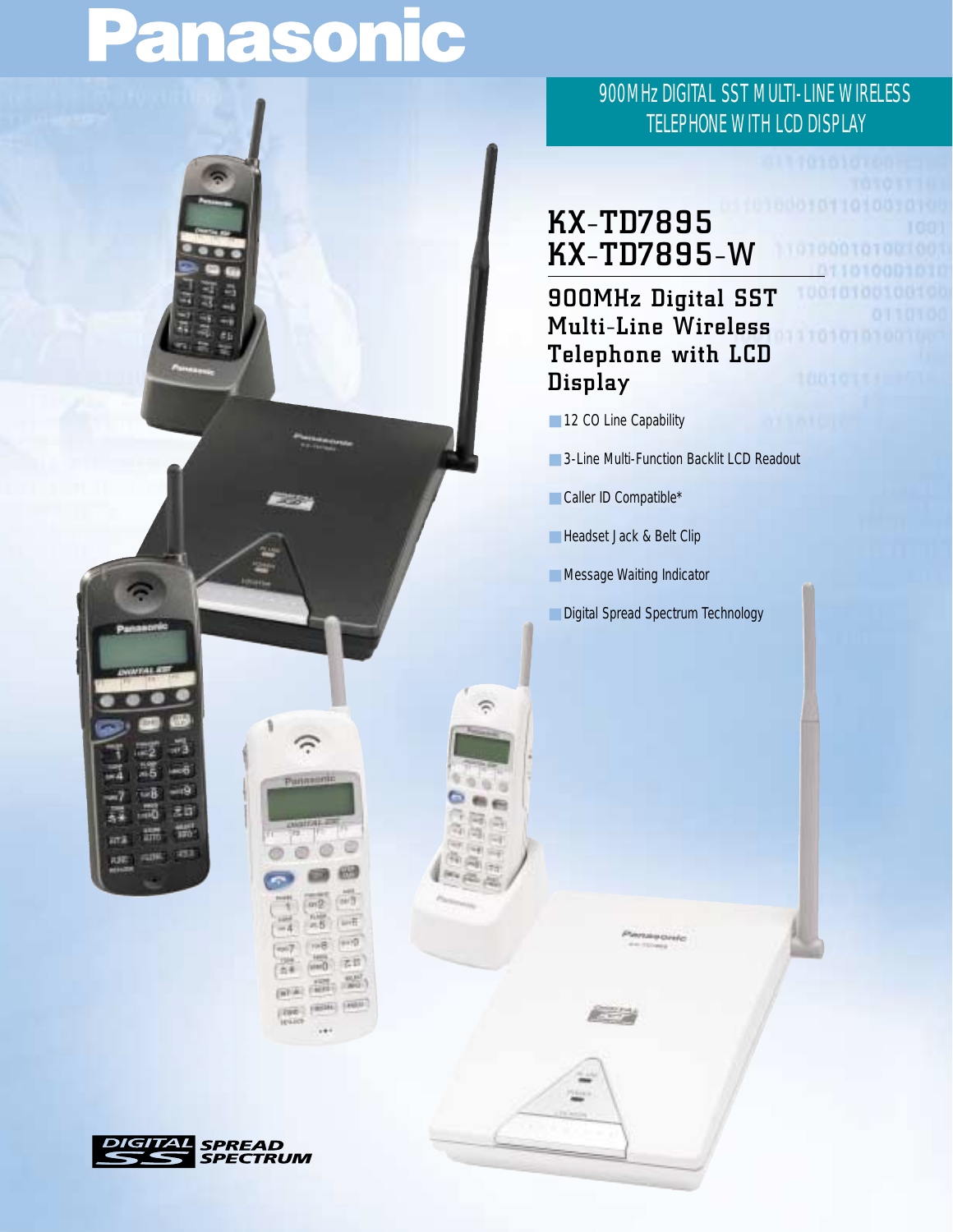# Panasonic

900MHz DIGITAL SST MULTI-LINE WIRELESS TELEPHONE WITH LCD DISPLAY

## KX-TD7895
## KX-TD7895-W

### 900MHz Digital SST Multi-Line Wireless Telephone with LCD Display

- 12 CO Line Capability
- 3-Line Multi-Function Backlit LCD Readout
- Caller ID Compatible*
- Headset Jack & Belt Clip
- Message Waiting Indicator
- Digital Spread Spectrum Technology

DIGITAL SS SPREAD SPECTRUM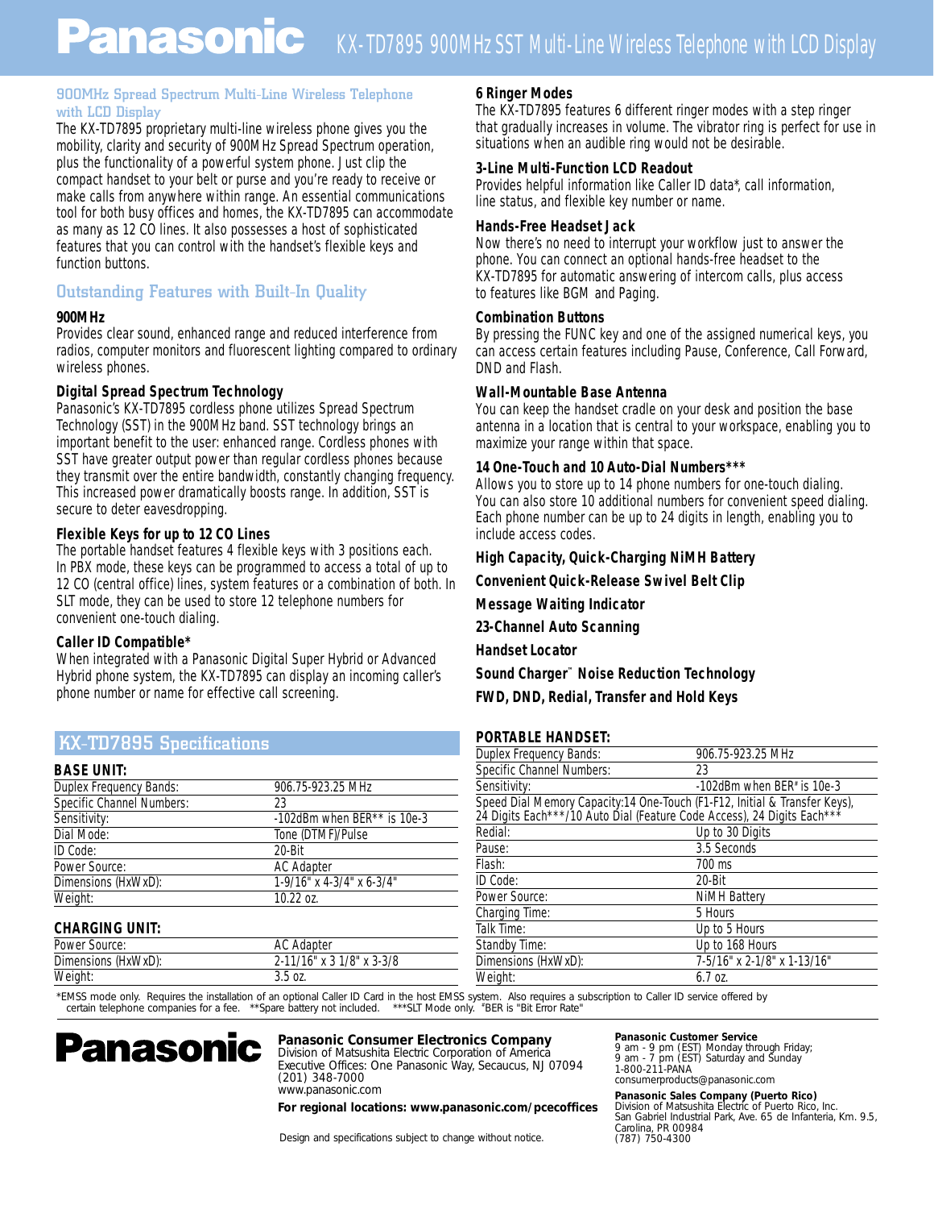# Panasonic KX-TD7895 900MHz SST Multi-Line Wireless Telephone with LCD Display

## 900MHz Spread Spectrum Multi-Line Wireless Telephone with LCD Display

The KX-TD7895 proprietary multi-line wireless phone gives you the mobility, clarity and security of 900MHz Spread Spectrum operation, plus the functionality of a powerful system phone. Just clip the compact handset to your belt or purse and you're ready to receive or make calls from anywhere within range. An essential communications tool for both busy offices and homes, the KX-TD7895 can accommodate as many as 12 CO lines. It also possesses a host of sophisticated features that you can control with the handset's flexible keys and function buttons.

## Outstanding Features with Built-In Quality

**900MHz**
Provides clear sound, enhanced range and reduced interference from radios, computer monitors and fluorescent lighting compared to ordinary wireless phones.

**Digital Spread Spectrum Technology**
Panasonic's KX-TD7895 cordless phone utilizes Spread Spectrum Technology (SST) in the 900MHz band. SST technology brings an important benefit to the user: enhanced range. Cordless phones with SST have greater output power than regular cordless phones because they transmit over the entire bandwidth, constantly changing frequency. This increased power dramatically boosts range. In addition, SST is secure to deter eavesdropping.

**Flexible Keys for up to 12 CO Lines**
The portable handset features 4 flexible keys with 3 positions each. In PBX mode, these keys can be programmed to access a total of up to 12 CO (central office) lines, system features or a combination of both. In SLT mode, they can be used to store 12 telephone numbers for convenient one-touch dialing.

**Caller ID Compatible***
When integrated with a Panasonic Digital Super Hybrid or Advanced Hybrid phone system, the KX-TD7895 can display an incoming caller's phone number or name for effective call screening.

**6 Ringer Modes**
The KX-TD7895 features 6 different ringer modes with a step ringer that gradually increases in volume. The vibrator ring is perfect for use in situations when an audible ring would not be desirable.

**3-Line Multi-Function LCD Readout**
Provides helpful information like Caller ID data*, call information, line status, and flexible key number or name.

**Hands-Free Headset Jack**
Now there's no need to interrupt your workflow just to answer the phone. You can connect an optional hands-free headset to the KX-TD7895 for automatic answering of intercom calls, plus access to features like BGM and Paging.

**Combination Buttons**
By pressing the FUNC key and one of the assigned numerical keys, you can access certain features including Pause, Conference, Call Forward, DND and Flash.

**Wall-Mountable Base Antenna**
You can keep the handset cradle on your desk and position the base antenna in a location that is central to your workspace, enabling you to maximize your range within that space.

**14 One-Touch and 10 Auto-Dial Numbers*****
Allows you to store up to 14 phone numbers for one-touch dialing. You can also store 10 additional numbers for convenient speed dialing. Each phone number can be up to 24 digits in length, enabling you to include access codes.

**High Capacity, Quick-Charging NiMH Battery**

**Convenient Quick-Release Swivel Belt Clip**

**Message Waiting Indicator**

**23-Channel Auto Scanning**

**Handset Locator**

**Sound Charger™ Noise Reduction Technology**

**FWD, DND, Redial, Transfer and Hold Keys**

## KX-TD7895 Specifications

**BASE UNIT:**

| | |
|---|---|
| Duplex Frequency Bands: | 906.75-923.25 MHz |
| Specific Channel Numbers: | 23 |
| Sensitivity: | -102dBm when BER** is 10e-3 |
| Dial Mode: | Tone (DTMF)/Pulse |
| ID Code: | 20-Bit |
| Power Source: | AC Adapter |
| Dimensions (HxWxD): | 1-9/16" x 4-3/4" x 6-3/4" |
| Weight: | 10.22 oz. |

**CHARGING UNIT:**

| | |
|---|---|
| Power Source: | AC Adapter |
| Dimensions (HxWxD): | 2-11/16" x 3 1/8" x 3-3/8 |
| Weight: | 3.5 oz. |

**PORTABLE HANDSET:**

| | |
|---|---|
| Duplex Frequency Bands: | 906.75-923.25 MHz |
| Specific Channel Numbers: | 23 |
| Sensitivity: | -102dBm when BER# is 10e-3 |
| Speed Dial Memory Capacity: 14 One-Touch (F1-F12, Initial & Transfer Keys), 24 Digits Each***/10 Auto Dial (Feature Code Access), 24 Digits Each*** | |
| Redial: | Up to 30 Digits |
| Pause: | 3.5 Seconds |
| Flash: | 700 ms |
| ID Code: | 20-Bit |
| Power Source: | NiMH Battery |
| Charging Time: | 5 Hours |
| Talk Time: | Up to 5 Hours |
| Standby Time: | Up to 168 Hours |
| Dimensions (HxWxD): | 7-5/16" x 2-1/8" x 1-13/16" |
| Weight: | 6.7 oz. |

*EMSS mode only. Requires the installation of an optional Caller ID Card in the host EMSS system. Also requires a subscription to Caller ID service offered by certain telephone companies for a fee. **Spare battery not included. ***SLT Mode only. #BER is "Bit Error Rate"

**Panasonic**

**Panasonic Consumer Electronics Company**
Division of Matsushita Electric Corporation of America
Executive Offices: One Panasonic Way, Secaucus, NJ 07094
(201) 348-7000
www.panasonic.com

**For regional locations: www.panasonic.com/pcecoffices**

**Panasonic Customer Service**
9 am - 9 pm (EST) Monday through Friday;
9 am - 7 pm (EST) Saturday and Sunday
1-800-211-PANA
consumerproducts@panasonic.com

**Panasonic Sales Company (Puerto Rico)**
Division of Matsushita Electric of Puerto Rico, Inc.
San Gabriel Industrial Park, Ave. 65 de Infantería, Km. 9.5,
Carolina, PR 00984
(787) 750-4300

Design and specifications subject to change without notice.